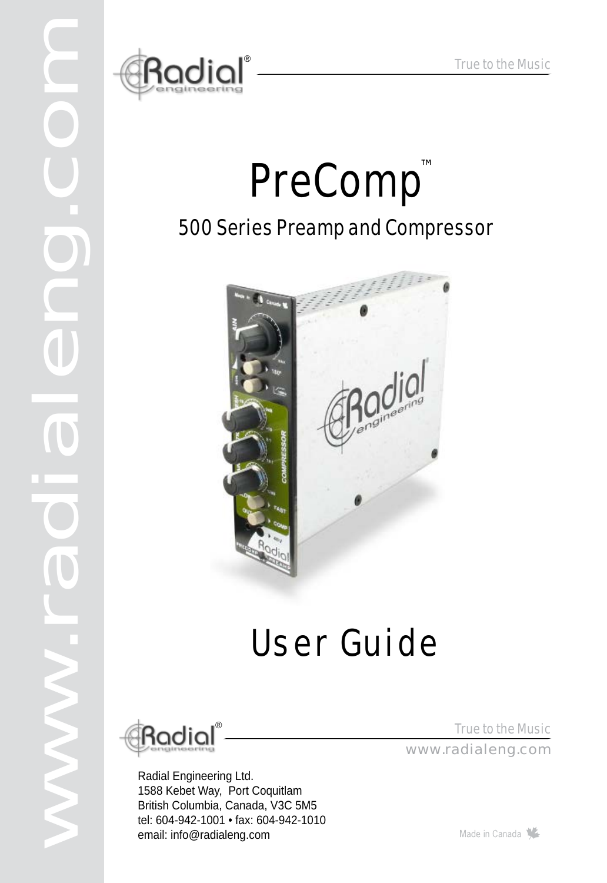True to the Music

# PreComp™

## 500 Series Preamp and Compressor

# User Guide

True to the Music

www.radialeng.com

Radial Engineering Ltd.
1588 Kebet Way, Port Coquitlam
British Columbia, Canada, V3C 5M5
tel: 604-942-1001 • fax: 604-942-1010
email: info@radialeng.com

Made in Canada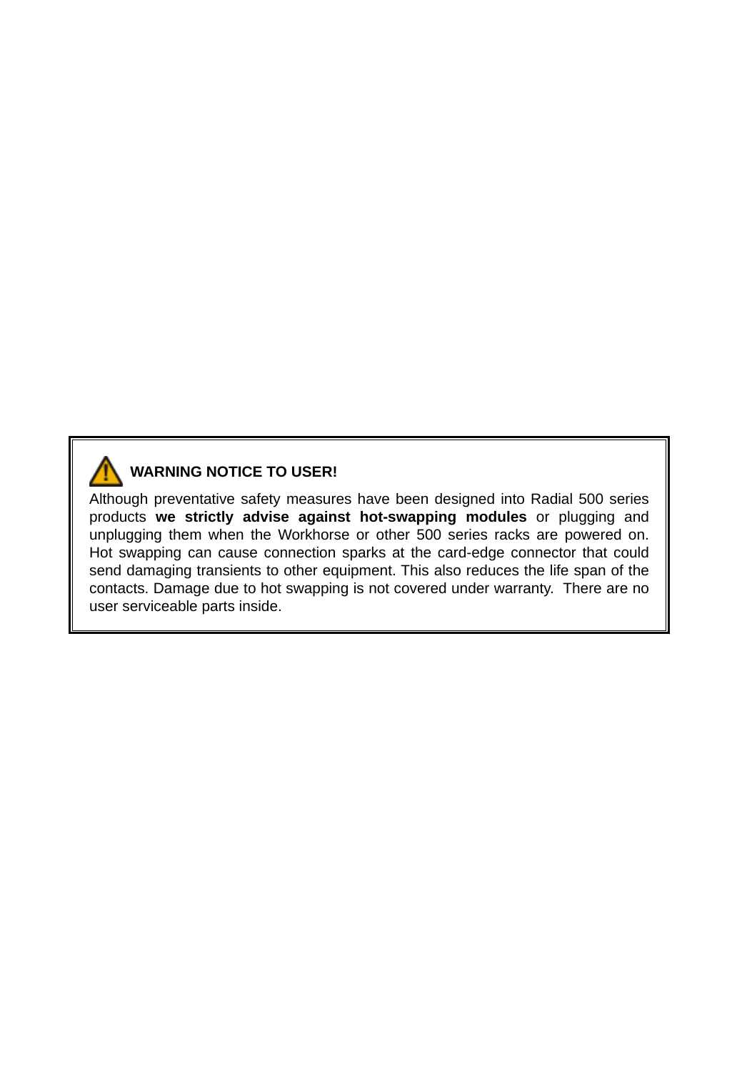**WARNING NOTICE TO USER!**

Although preventative safety measures have been designed into Radial 500 series products **we strictly advise against hot-swapping modules** or plugging and unplugging them when the Workhorse or other 500 series racks are powered on. Hot swapping can cause connection sparks at the card-edge connector that could send damaging transients to other equipment. This also reduces the life span of the contacts. Damage due to hot swapping is not covered under warranty. There are no user serviceable parts inside.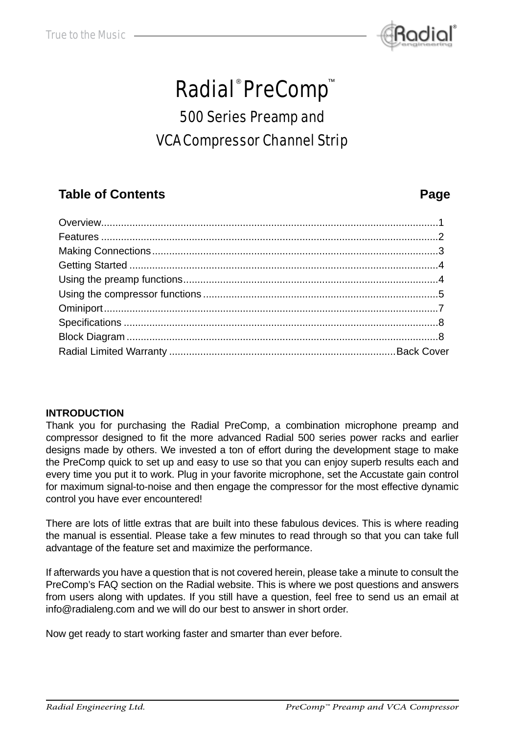# Radial® PreComp™

## 500 Series Preamp and VCA Compressor Channel Strip

| Table of Contents | Page |
|---|---|
| Overview | 1 |
| Features | 2 |
| Making Connections | 3 |
| Getting Started | 4 |
| Using the preamp functions | 4 |
| Using the compressor functions | 5 |
| Ominiport | 7 |
| Specifications | 8 |
| Block Diagram | 8 |
| Radial Limited Warranty | Back Cover |

**INTRODUCTION**

Thank you for purchasing the Radial PreComp, a combination microphone preamp and compressor designed to fit the more advanced Radial 500 series power racks and earlier designs made by others. We invested a ton of effort during the development stage to make the PreComp quick to set up and easy to use so that you can enjoy superb results each and every time you put it to work. Plug in your favorite microphone, set the Accustate gain control for maximum signal-to-noise and then engage the compressor for the most effective dynamic control you have ever encountered!

There are lots of little extras that are built into these fabulous devices. This is where reading the manual is essential. Please take a few minutes to read through so that you can take full advantage of the feature set and maximize the performance.

If afterwards you have a question that is not covered herein, please take a minute to consult the PreComp's FAQ section on the Radial website. This is where we post questions and answers from users along with updates. If you still have a question, feel free to send us an email at info@radialeng.com and we will do our best to answer in short order.

Now get ready to start working faster and smarter than ever before.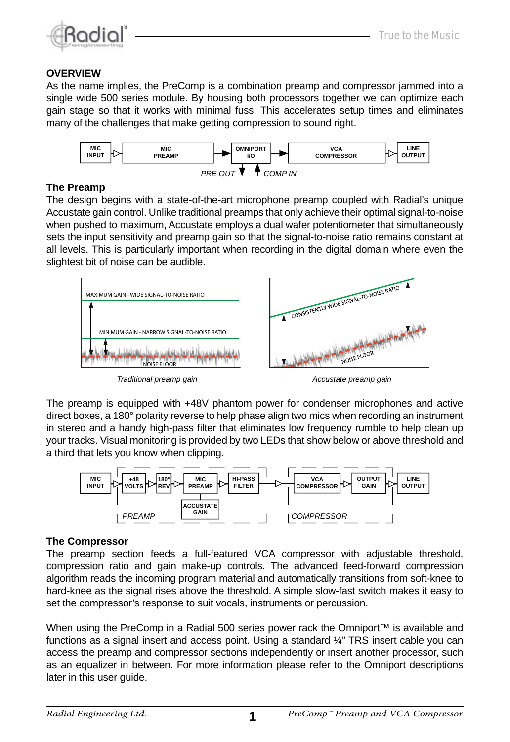## OVERVIEW

As the name implies, the PreComp is a combination preamp and compressor jammed into a single wide 500 series module. By housing both processors together we can optimize each gain stage so that it works with minimal fuss. This accelerates setup times and eliminates many of the challenges that make getting compression to sound right.

MIC INPUT → MIC PREAMP → OMNIPORT I/O → VCA COMPRESSOR → LINE OUTPUT

*PRE OUT* *COMP IN*

## The Preamp

The design begins with a state-of-the-art microphone preamp coupled with Radial's unique Accustate gain control. Unlike traditional preamps that only achieve their optimal signal-to-noise when pushed to maximum, Accustate employs a dual wafer potentiometer that simultaneously sets the input sensitivity and preamp gain so that the signal-to-noise ratio remains constant at all levels. This is particularly important when recording in the digital domain where even the slightest bit of noise can be audible.

MAXIMUM GAIN - WIDE SIGNAL-TO-NOISE RATIO

MINIMUM GAIN - NARROW SIGNAL-TO-NOISE RATIO

NOISE FLOOR

*Traditional preamp gain*

CONSISTENTLY WIDE SIGNAL-TO-NOISE RATIO

NOISE FLOOR

*Accustate preamp gain*

The preamp is equipped with +48V phantom power for condenser microphones and active direct boxes, a 180° polarity reverse to help phase align two mics when recording an instrument in stereo and a handy high-pass filter that eliminates low frequency rumble to help clean up your tracks. Visual monitoring is provided by two LEDs that show below or above threshold and a third that lets you know when clipping.

MIC INPUT → +48 VOLTS → 180° REV → MIC PREAMP (ACCUSTATE GAIN) → HI-PASS FILTER → VCA COMPRESSOR → OUTPUT GAIN → LINE OUTPUT

*PREAMP* *COMPRESSOR*

## The Compressor

The preamp section feeds a full-featured VCA compressor with adjustable threshold, compression ratio and gain make-up controls. The advanced feed-forward compression algorithm reads the incoming program material and automatically transitions from soft-knee to hard-knee as the signal rises above the threshold. A simple slow-fast switch makes it easy to set the compressor's response to suit vocals, instruments or percussion.

When using the PreComp in a Radial 500 series power rack the Omniport™ is available and functions as a signal insert and access point. Using a standard ¼" TRS insert cable you can access the preamp and compressor sections independently or insert another processor, such as an equalizer in between. For more information please refer to the Omniport descriptions later in this user guide.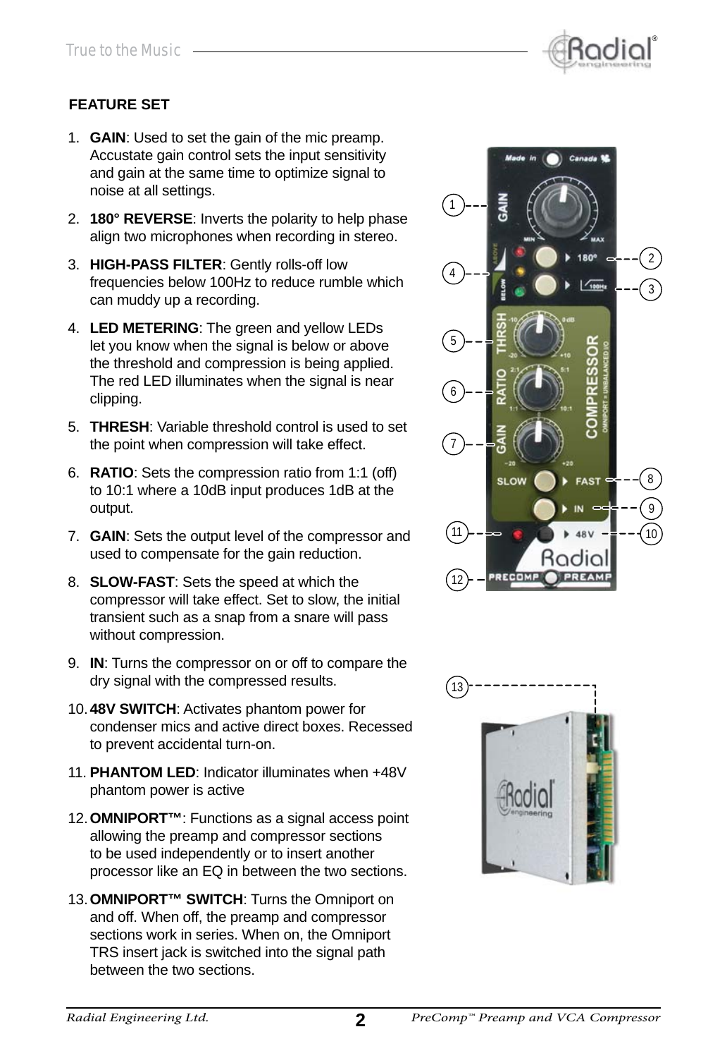## FEATURE SET

1. **GAIN**: Used to set the gain of the mic preamp. Accustate gain control sets the input sensitivity and gain at the same time to optimize signal to noise at all settings.
2. **180° REVERSE**: Inverts the polarity to help phase align two microphones when recording in stereo.
3. **HIGH-PASS FILTER**: Gently rolls-off low frequencies below 100Hz to reduce rumble which can muddy up a recording.
4. **LED METERING**: The green and yellow LEDs let you know when the signal is below or above the threshold and compression is being applied. The red LED illuminates when the signal is near clipping.
5. **THRESH**: Variable threshold control is used to set the point when compression will take effect.
6. **RATIO**: Sets the compression ratio from 1:1 (off) to 10:1 where a 10dB input produces 1dB at the output.
7. **GAIN**: Sets the output level of the compressor and used to compensate for the gain reduction.
8. **SLOW-FAST**: Sets the speed at which the compressor will take effect. Set to slow, the initial transient such as a snap from a snare will pass without compression.
9. **IN**: Turns the compressor on or off to compare the dry signal with the compressed results.
10. **48V SWITCH**: Activates phantom power for condenser mics and active direct boxes. Recessed to prevent accidental turn-on.
11. **PHANTOM LED**: Indicator illuminates when +48V phantom power is active
12. **OMNIPORT™**: Functions as a signal access point allowing the preamp and compressor sections to be used independently or to insert another processor like an EQ in between the two sections.
13. **OMNIPORT™ SWITCH**: Turns the Omniport on and off. When off, the preamp and compressor sections work in series. When on, the Omniport TRS insert jack is switched into the signal path between the two sections.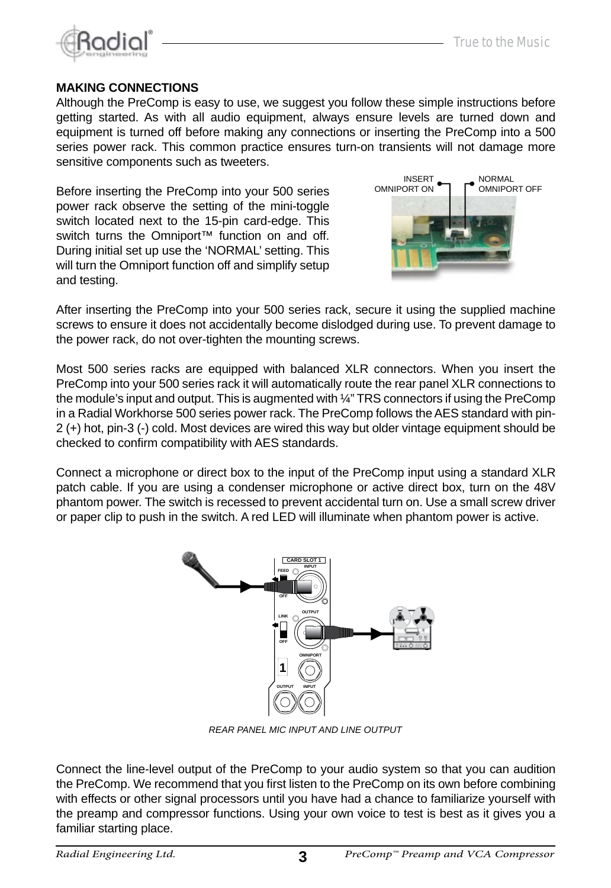## MAKING CONNECTIONS

Although the PreComp is easy to use, we suggest you follow these simple instructions before getting started. As with all audio equipment, always ensure levels are turned down and equipment is turned off before making any connections or inserting the PreComp into a 500 series power rack. This common practice ensures turn-on transients will not damage more sensitive components such as tweeters.

Before inserting the PreComp into your 500 series power rack observe the setting of the mini-toggle switch located next to the 15-pin card-edge. This switch turns the Omniport™ function on and off. During initial set up use the 'NORMAL' setting. This will turn the Omniport function off and simplify setup and testing.

INSERT OMNIPORT ON — NORMAL OMNIPORT OFF

After inserting the PreComp into your 500 series rack, secure it using the supplied machine screws to ensure it does not accidentally become dislodged during use. To prevent damage to the power rack, do not over-tighten the mounting screws.

Most 500 series racks are equipped with balanced XLR connectors. When you insert the PreComp into your 500 series rack it will automatically route the rear panel XLR connections to the module's input and output. This is augmented with ¼" TRS connectors if using the PreComp in a Radial Workhorse 500 series power rack. The PreComp follows the AES standard with pin-2 (+) hot, pin-3 (-) cold. Most devices are wired this way but older vintage equipment should be checked to confirm compatibility with AES standards.

Connect a microphone or direct box to the input of the PreComp input using a standard XLR patch cable. If you are using a condenser microphone or active direct box, turn on the 48V phantom power. The switch is recessed to prevent accidental turn on. Use a small screw driver or paper clip to push in the switch. A red LED will illuminate when phantom power is active.

*REAR PANEL MIC INPUT AND LINE OUTPUT*

Connect the line-level output of the PreComp to your audio system so that you can audition the PreComp. We recommend that you first listen to the PreComp on its own before combining with effects or other signal processors until you have had a chance to familiarize yourself with the preamp and compressor functions. Using your own voice to test is best as it gives you a familiar starting place.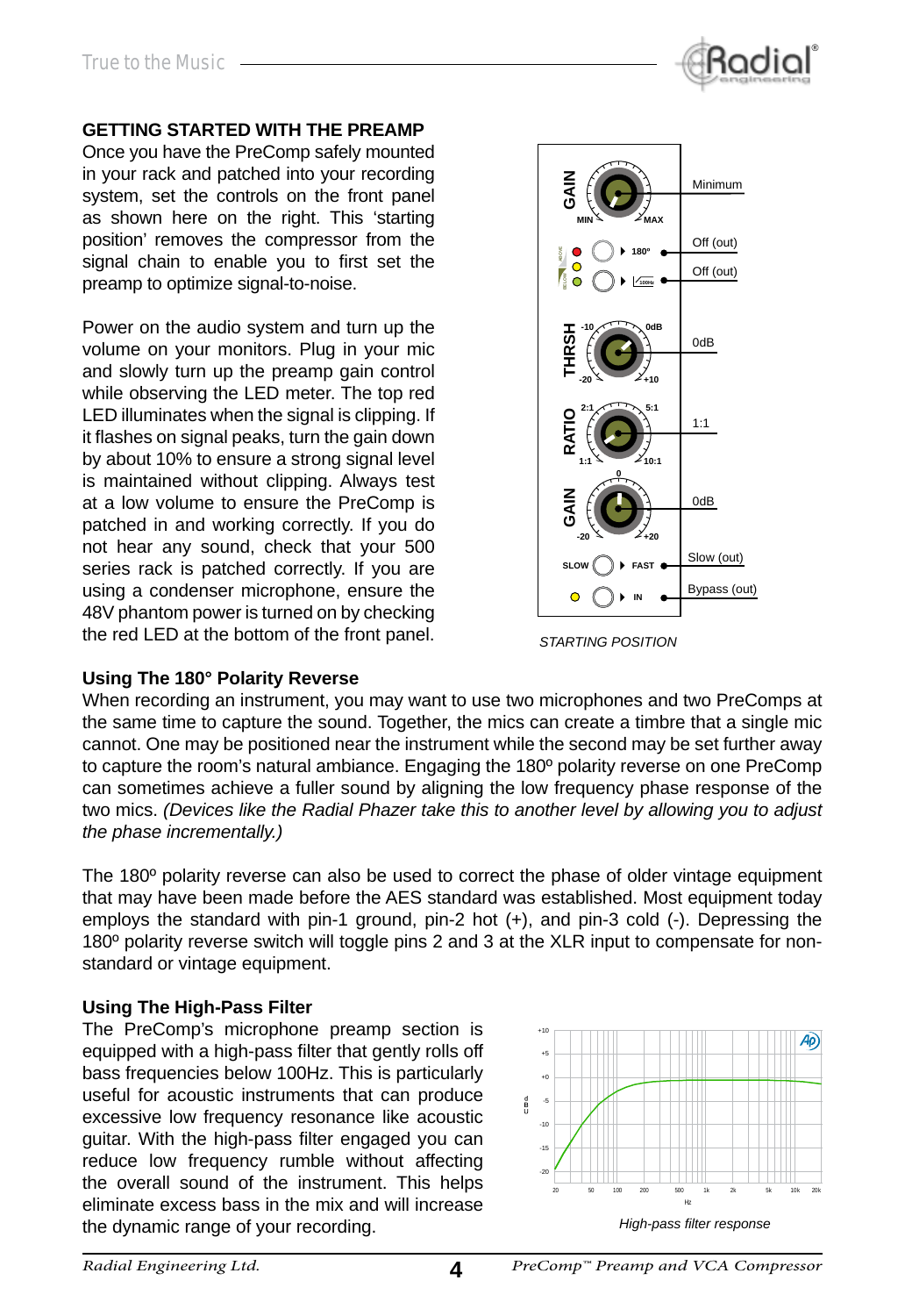## GETTING STARTED WITH THE PREAMP

Once you have the PreComp safely mounted in your rack and patched into your recording system, set the controls on the front panel as shown here on the right. This 'starting position' removes the compressor from the signal chain to enable you to first set the preamp to optimize signal-to-noise.

Power on the audio system and turn up the volume on your monitors. Plug in your mic and slowly turn up the preamp gain control while observing the LED meter. The top red LED illuminates when the signal is clipping. If it flashes on signal peaks, turn the gain down by about 10% to ensure a strong signal level is maintained without clipping. Always test at a low volume to ensure the PreComp is patched in and working correctly. If you do not hear any sound, check that your 500 series rack is patched correctly. If you are using a condenser microphone, ensure the 48V phantom power is turned on by checking the red LED at the bottom of the front panel.

| Control | Setting |
|---|---|
| GAIN | Minimum |
| 180° | Off (out) |
| 100Hz | Off (out) |
| THRSH | 0dB |
| RATIO | 1:1 |
| GAIN | 0dB |
| SLOW / FAST | Slow (out) |
| IN | Bypass (out) |

*STARTING POSITION*

### Using The 180° Polarity Reverse

When recording an instrument, you may want to use two microphones and two PreComps at the same time to capture the sound. Together, the mics can create a timbre that a single mic cannot. One may be positioned near the instrument while the second may be set further away to capture the room's natural ambiance. Engaging the 180º polarity reverse on one PreComp can sometimes achieve a fuller sound by aligning the low frequency phase response of the two mics. *(Devices like the Radial Phazer take this to another level by allowing you to adjust the phase incrementally.)*

The 180º polarity reverse can also be used to correct the phase of older vintage equipment that may have been made before the AES standard was established. Most equipment today employs the standard with pin-1 ground, pin-2 hot (+), and pin-3 cold (-). Depressing the 180º polarity reverse switch will toggle pins 2 and 3 at the XLR input to compensate for non-standard or vintage equipment.

### Using The High-Pass Filter

The PreComp's microphone preamp section is equipped with a high-pass filter that gently rolls off bass frequencies below 100Hz. This is particularly useful for acoustic instruments that can produce excessive low frequency resonance like acoustic guitar. With the high-pass filter engaged you can reduce low frequency rumble without affecting the overall sound of the instrument. This helps eliminate excess bass in the mix and will increase the dynamic range of your recording.

*High-pass filter response*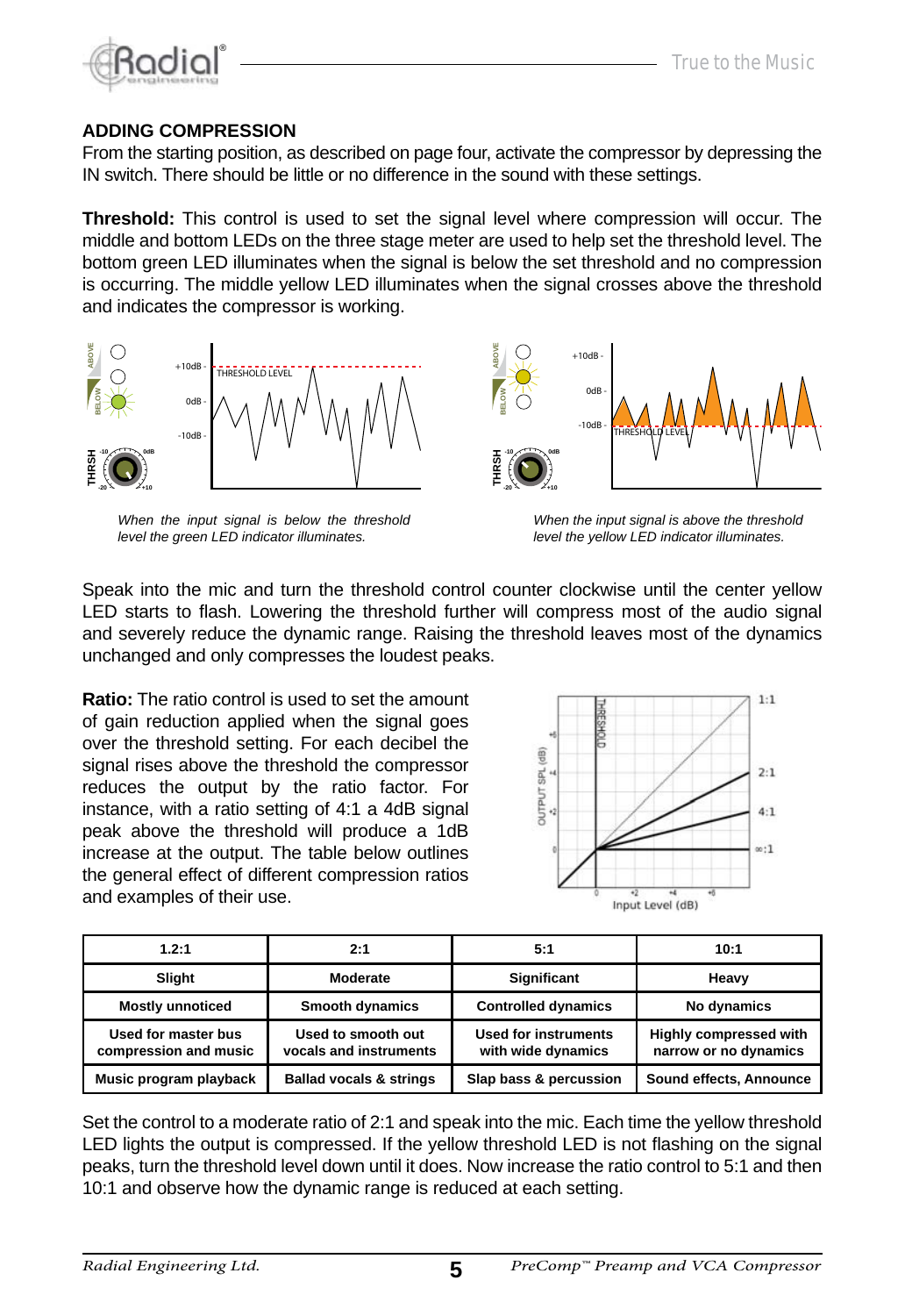## ADDING COMPRESSION

From the starting position, as described on page four, activate the compressor by depressing the IN switch. There should be little or no difference in the sound with these settings.

**Threshold:** This control is used to set the signal level where compression will occur. The middle and bottom LEDs on the three stage meter are used to help set the threshold level. The bottom green LED illuminates when the signal is below the set threshold and no compression is occurring. The middle yellow LED illuminates when the signal crosses above the threshold and indicates the compressor is working.

*When the input signal is below the threshold level the green LED indicator illuminates.*

*When the input signal is above the threshold level the yellow LED indicator illuminates.*

Speak into the mic and turn the threshold control counter clockwise until the center yellow LED starts to flash. Lowering the threshold further will compress most of the audio signal and severely reduce the dynamic range. Raising the threshold leaves most of the dynamics unchanged and only compresses the loudest peaks.

**Ratio:** The ratio control is used to set the amount of gain reduction applied when the signal goes over the threshold setting. For each decibel the signal rises above the threshold the compressor reduces the output by the ratio factor. For instance, with a ratio setting of 4:1 a 4dB signal peak above the threshold will produce a 1dB increase at the output. The table below outlines the general effect of different compression ratios and examples of their use.

| 1.2:1 | 2:1 | 5:1 | 10:1 |
|---|---|---|---|
| Slight | Moderate | Significant | Heavy |
| Mostly unnoticed | Smooth dynamics | Controlled dynamics | No dynamics |
| Used for master bus compression and music | Used to smooth out vocals and instruments | Used for instruments with wide dynamics | Highly compressed with narrow or no dynamics |
| Music program playback | Ballad vocals & strings | Slap bass & percussion | Sound effects, Announce |

Set the control to a moderate ratio of 2:1 and speak into the mic. Each time the yellow threshold LED lights the output is compressed. If the yellow threshold LED is not flashing on the signal peaks, turn the threshold level down until it does. Now increase the ratio control to 5:1 and then 10:1 and observe how the dynamic range is reduced at each setting.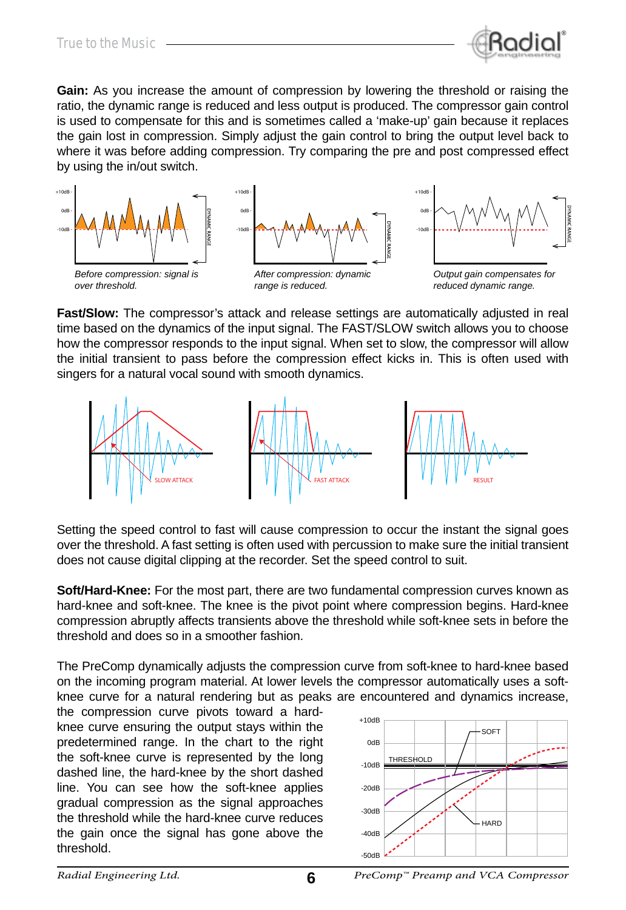**Gain:** As you increase the amount of compression by lowering the threshold or raising the ratio, the dynamic range is reduced and less output is produced. The compressor gain control is used to compensate for this and is sometimes called a 'make-up' gain because it replaces the gain lost in compression. Simply adjust the gain control to bring the output level back to where it was before adding compression. Try comparing the pre and post compressed effect by using the in/out switch.

*Before compression: signal is over threshold.*

*After compression: dynamic range is reduced.*

*Output gain compensates for reduced dynamic range.*

**Fast/Slow:** The compressor's attack and release settings are automatically adjusted in real time based on the dynamics of the input signal. The FAST/SLOW switch allows you to choose how the compressor responds to the input signal. When set to slow, the compressor will allow the initial transient to pass before the compression effect kicks in. This is often used with singers for a natural vocal sound with smooth dynamics.

Setting the speed control to fast will cause compression to occur the instant the signal goes over the threshold. A fast setting is often used with percussion to make sure the initial transient does not cause digital clipping at the recorder. Set the speed control to suit.

**Soft/Hard-Knee:** For the most part, there are two fundamental compression curves known as hard-knee and soft-knee. The knee is the pivot point where compression begins. Hard-knee compression abruptly affects transients above the threshold while soft-knee sets in before the threshold and does so in a smoother fashion.

The PreComp dynamically adjusts the compression curve from soft-knee to hard-knee based on the incoming program material. At lower levels the compressor automatically uses a soft-knee curve for a natural rendering but as peaks are encountered and dynamics increase, the compression curve pivots toward a hard-knee curve ensuring the output stays within the predetermined range. In the chart to the right the soft-knee curve is represented by the long dashed line, the hard-knee by the short dashed line. You can see how the soft-knee applies gradual compression as the signal approaches the threshold while the hard-knee curve reduces the gain once the signal has gone above the threshold.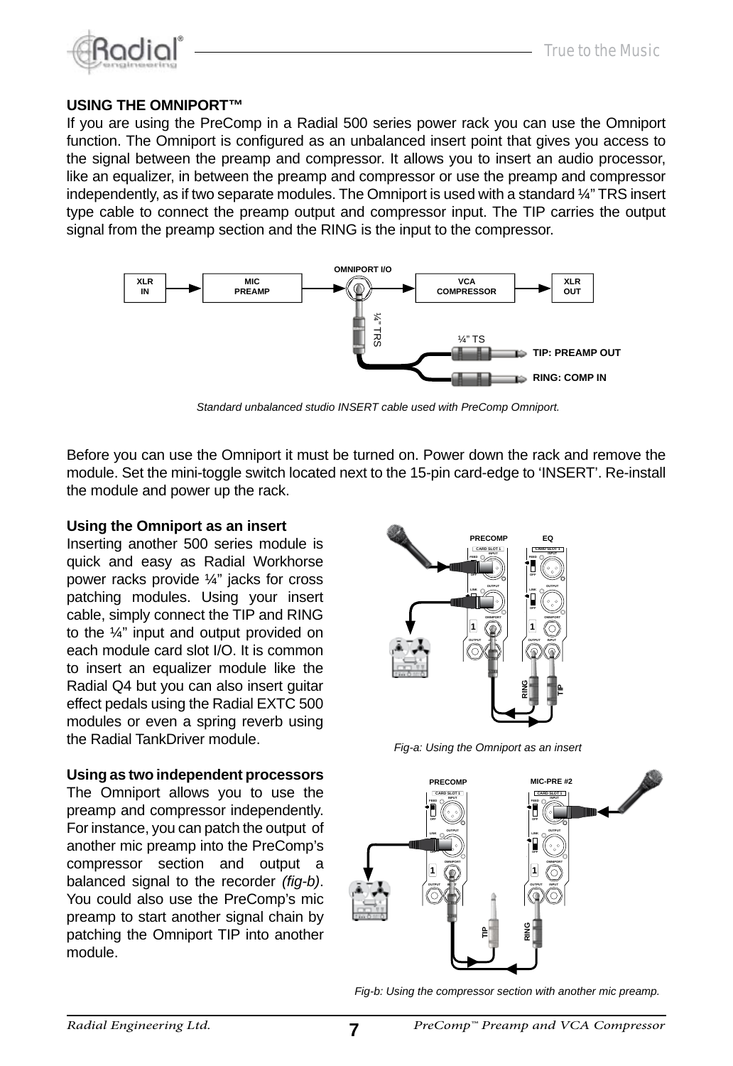## USING THE OMNIPORT™

If you are using the PreComp in a Radial 500 series power rack you can use the Omniport function. The Omniport is configured as an unbalanced insert point that gives you access to the signal between the preamp and compressor. It allows you to insert an audio processor, like an equalizer, in between the preamp and compressor or use the preamp and compressor independently, as if two separate modules. The Omniport is used with a standard ¼" TRS insert type cable to connect the preamp output and compressor input. The TIP carries the output signal from the preamp section and the RING is the input to the compressor.

*Standard unbalanced studio INSERT cable used with PreComp Omniport.*

Before you can use the Omniport it must be turned on. Power down the rack and remove the module. Set the mini-toggle switch located next to the 15-pin card-edge to 'INSERT'. Re-install the module and power up the rack.

### Using the Omniport as an insert

Inserting another 500 series module is quick and easy as Radial Workhorse power racks provide ¼" jacks for cross patching modules. Using your insert cable, simply connect the TIP and RING to the ¼" input and output provided on each module card slot I/O. It is common to insert an equalizer module like the Radial Q4 but you can also insert guitar effect pedals using the Radial EXTC 500 modules or even a spring reverb using the Radial TankDriver module.

*Fig-a: Using the Omniport as an insert*

### Using as two independent processors

The Omniport allows you to use the preamp and compressor independently. For instance, you can patch the output of another mic preamp into the PreComp's compressor section and output a balanced signal to the recorder *(fig-b)*. You could also use the PreComp's mic preamp to start another signal chain by patching the Omniport TIP into another module.

*Fig-b: Using the compressor section with another mic preamp.*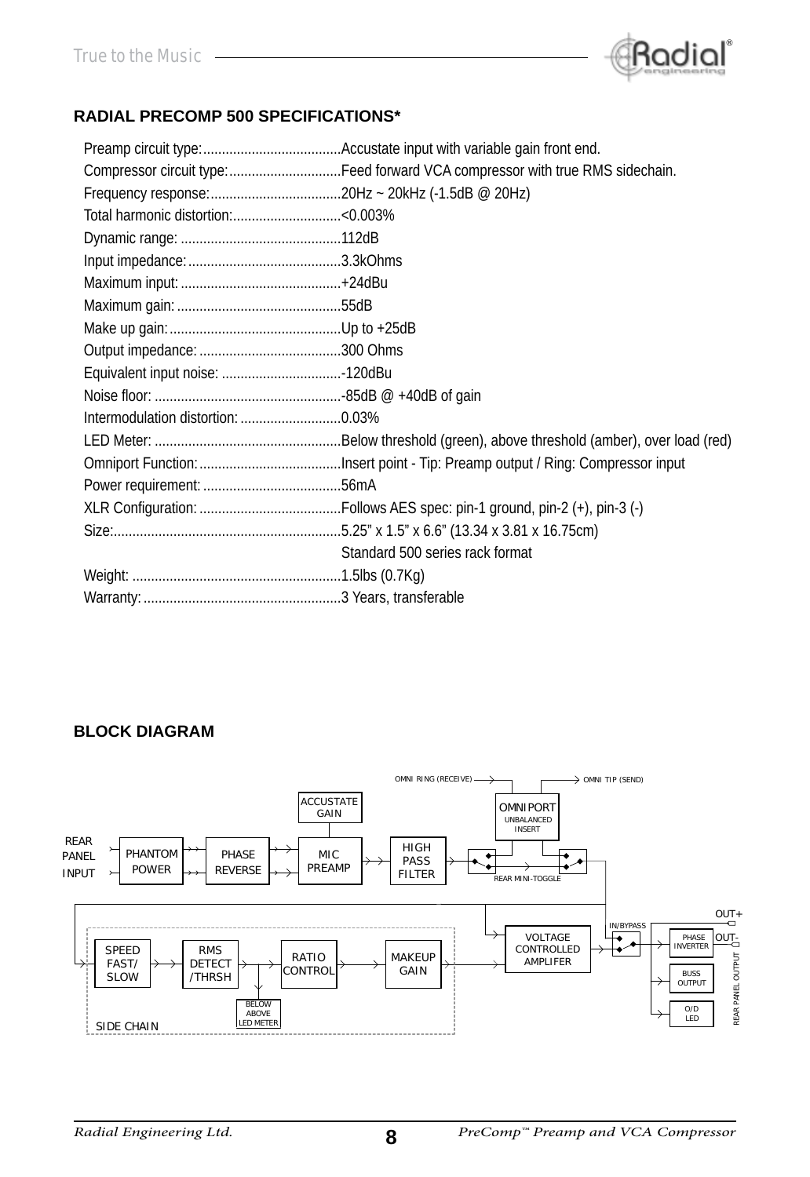## RADIAL PRECOMP 500 SPECIFICATIONS*

| | |
|---|---|
| Preamp circuit type: | Accustate input with variable gain front end. |
| Compressor circuit type: | Feed forward VCA compressor with true RMS sidechain. |
| Frequency response: | 20Hz ~ 20kHz (-1.5dB @ 20Hz) |
| Total harmonic distortion: | <0.003% |
| Dynamic range: | 112dB |
| Input impedance: | 3.3kOhms |
| Maximum input: | +24dBu |
| Maximum gain: | 55dB |
| Make up gain: | Up to +25dB |
| Output impedance: | 300 Ohms |
| Equivalent input noise: | -120dBu |
| Noise floor: | -85dB @ +40dB of gain |
| Intermodulation distortion: | 0.03% |
| LED Meter: | Below threshold (green), above threshold (amber), over load (red) |
| Omniport Function: | Insert point - Tip: Preamp output / Ring: Compressor input |
| Power requirement: | 56mA |
| XLR Configuration: | Follows AES spec: pin-1 ground, pin-2 (+), pin-3 (-) |
| Size: | 5.25” x 1.5” x 6.6” (13.34 x 3.81 x 16.75cm) Standard 500 series rack format |
| Weight: | 1.5lbs (0.7Kg) |
| Warranty: | 3 Years, transferable |

## BLOCK DIAGRAM

REAR PANEL INPUT → PHANTOM POWER → PHASE REVERSE → MIC PREAMP (ACCUSTATE GAIN) → HIGH PASS FILTER → REAR MINI-TOGGLE → OMNIPORT UNBALANCED INSERT (OMNI TIP (SEND) / OMNI RING (RECEIVE)) → VOLTAGE CONTROLLED AMPLIFIER → IN/BYPASS → PHASE INVERTER, BUSS OUTPUT, O/D LED (OUT+, OUT-, REAR PANEL OUTPUT)

SIDE CHAIN: SPEED FAST/SLOW → RMS DETECT /THRSH → RATIO CONTROL → MAKEUP GAIN; RMS DETECT /THRSH → BELOW ABOVE LED METER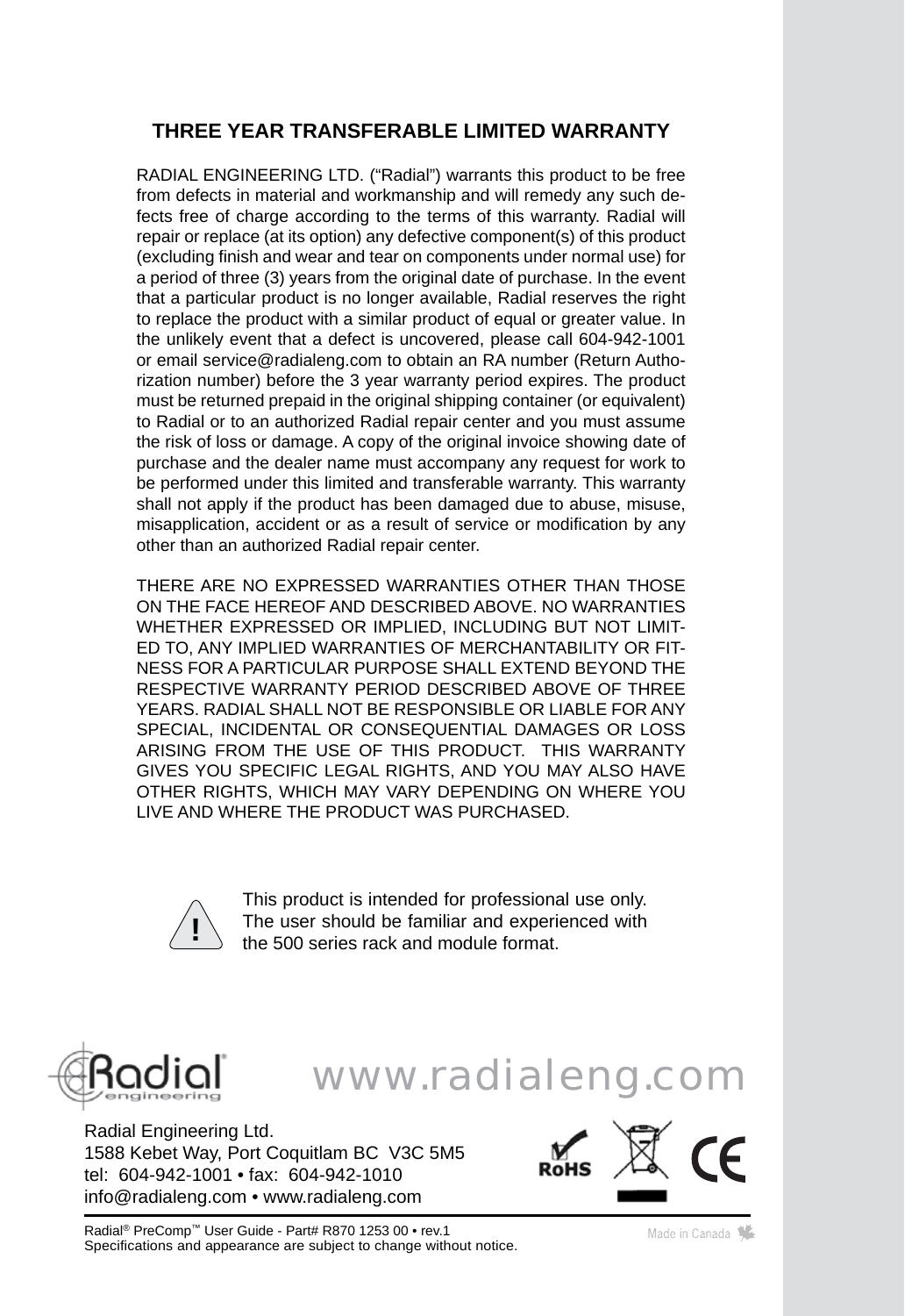## THREE YEAR TRANSFERABLE LIMITED WARRANTY

RADIAL ENGINEERING LTD. (“Radial”) warrants this product to be free from defects in material and workmanship and will remedy any such defects free of charge according to the terms of this warranty. Radial will repair or replace (at its option) any defective component(s) of this product (excluding finish and wear and tear on components under normal use) for a period of three (3) years from the original date of purchase. In the event that a particular product is no longer available, Radial reserves the right to replace the product with a similar product of equal or greater value. In the unlikely event that a defect is uncovered, please call 604-942-1001 or email service@radialeng.com to obtain an RA number (Return Authorization number) before the 3 year warranty period expires. The product must be returned prepaid in the original shipping container (or equivalent) to Radial or to an authorized Radial repair center and you must assume the risk of loss or damage. A copy of the original invoice showing date of purchase and the dealer name must accompany any request for work to be performed under this limited and transferable warranty. This warranty shall not apply if the product has been damaged due to abuse, misuse, misapplication, accident or as a result of service or modification by any other than an authorized Radial repair center.

THERE ARE NO EXPRESSED WARRANTIES OTHER THAN THOSE ON THE FACE HEREOF AND DESCRIBED ABOVE. NO WARRANTIES WHETHER EXPRESSED OR IMPLIED, INCLUDING BUT NOT LIMITED TO, ANY IMPLIED WARRANTIES OF MERCHANTABILITY OR FITNESS FOR A PARTICULAR PURPOSE SHALL EXTEND BEYOND THE RESPECTIVE WARRANTY PERIOD DESCRIBED ABOVE OF THREE YEARS. RADIAL SHALL NOT BE RESPONSIBLE OR LIABLE FOR ANY SPECIAL, INCIDENTAL OR CONSEQUENTIAL DAMAGES OR LOSS ARISING FROM THE USE OF THIS PRODUCT. THIS WARRANTY GIVES YOU SPECIFIC LEGAL RIGHTS, AND YOU MAY ALSO HAVE OTHER RIGHTS, WHICH MAY VARY DEPENDING ON WHERE YOU LIVE AND WHERE THE PRODUCT WAS PURCHASED.

This product is intended for professional use only. The user should be familiar and experienced with the 500 series rack and module format.

www.radialeng.com

Radial Engineering Ltd.
1588 Kebet Way, Port Coquitlam BC V3C 5M5
tel: 604-942-1001 • fax: 604-942-1010
info@radialeng.com • www.radialeng.com

Radial® PreComp™ User Guide - Part# R870 1253 00 • rev.1
Specifications and appearance are subject to change without notice.

Made in Canada